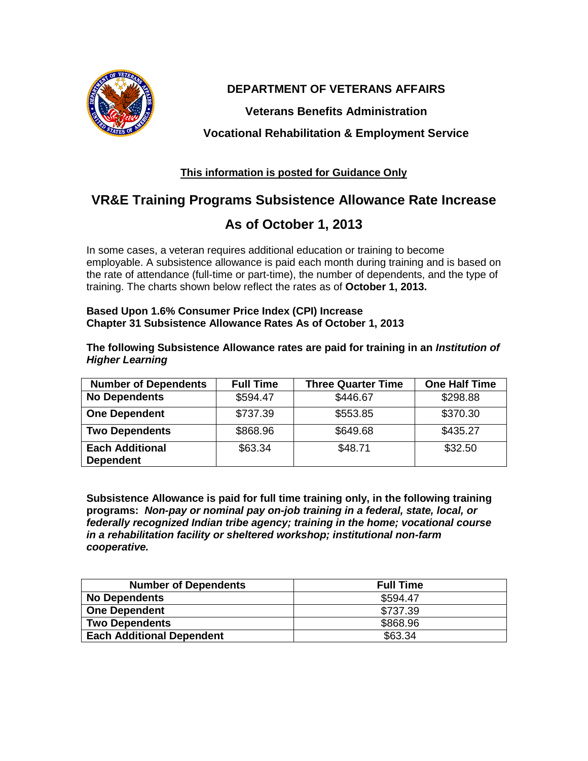**DEPARTMENT OF VETERANS AFFAIRS**

**Veterans Benefits Administration**

**Vocational Rehabilitation & Employment Service**

**This information is posted for Guidance Only**

# VR&E Training Programs Subsistence Allowance Rate Increase

# As of October 1, 2013

In some cases, a veteran requires additional education or training to become employable. A subsistence allowance is paid each month during training and is based on the rate of attendance (full-time or part-time), the number of dependents, and the type of training. The charts shown below reflect the rates as of **October 1, 2013.**

**Based Upon 1.6% Consumer Price Index (CPI) Increase**
**Chapter 31 Subsistence Allowance Rates As of October 1, 2013**

**The following Subsistence Allowance rates are paid for training in an *Institution of Higher Learning***

| Number of Dependents | Full Time | Three Quarter Time | One Half Time |
|---|---|---|---|
| **No Dependents** | $594.47 | $446.67 | $298.88 |
| **One Dependent** | $737.39 | $553.85 | $370.30 |
| **Two Dependents** | $868.96 | $649.68 | $435.27 |
| **Each Additional Dependent** | $63.34 | $48.71 | $32.50 |

**Subsistence Allowance is paid for full time training only, in the following training programs:** ***Non-pay or nominal pay on-job training in a federal, state, local, or federally recognized Indian tribe agency; training in the home; vocational course in a rehabilitation facility or sheltered workshop; institutional non-farm cooperative.***

| Number of Dependents | Full Time |
|---|---|
| **No Dependents** | $594.47 |
| **One Dependent** | $737.39 |
| **Two Dependents** | $868.96 |
| **Each Additional Dependent** | $63.34 |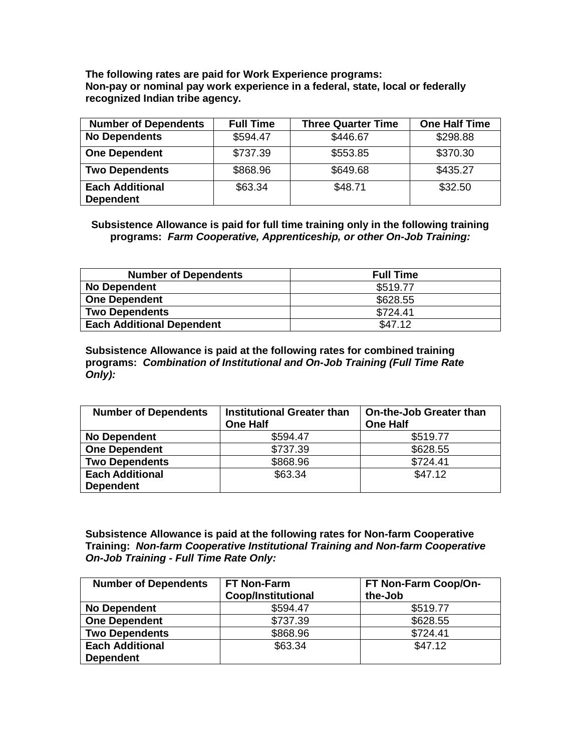**The following rates are paid for Work Experience programs:**
**Non-pay or nominal pay work experience in a federal, state, local or federally recognized Indian tribe agency.**

| Number of Dependents | Full Time | Three Quarter Time | One Half Time |
|---|---|---|---|
| **No Dependents** | $594.47 | $446.67 | $298.88 |
| **One Dependent** | $737.39 | $553.85 | $370.30 |
| **Two Dependents** | $868.96 | $649.68 | $435.27 |
| **Each Additional Dependent** | $63.34 | $48.71 | $32.50 |

**Subsistence Allowance is paid for full time training only in the following training programs:** ***Farm Cooperative, Apprenticeship, or other On-Job Training:***

| Number of Dependents | Full Time |
|---|---|
| **No Dependent** | $519.77 |
| **One Dependent** | $628.55 |
| **Two Dependents** | $724.41 |
| **Each Additional Dependent** | $47.12 |

**Subsistence Allowance is paid at the following rates for combined training programs:** ***Combination of Institutional and On-Job Training (Full Time Rate Only):***

| Number of Dependents | Institutional Greater than One Half | On-the-Job Greater than One Half |
|---|---|---|
| **No Dependent** | $594.47 | $519.77 |
| **One Dependent** | $737.39 | $628.55 |
| **Two Dependents** | $868.96 | $724.41 |
| **Each Additional Dependent** | $63.34 | $47.12 |

**Subsistence Allowance is paid at the following rates for Non-farm Cooperative Training:** ***Non-farm Cooperative Institutional Training and Non-farm Cooperative On-Job Training - Full Time Rate Only:***

| Number of Dependents | FT Non-Farm Coop/Institutional | FT Non-Farm Coop/On-the-Job |
|---|---|---|
| **No Dependent** | $594.47 | $519.77 |
| **One Dependent** | $737.39 | $628.55 |
| **Two Dependents** | $868.96 | $724.41 |
| **Each Additional Dependent** | $63.34 | $47.12 |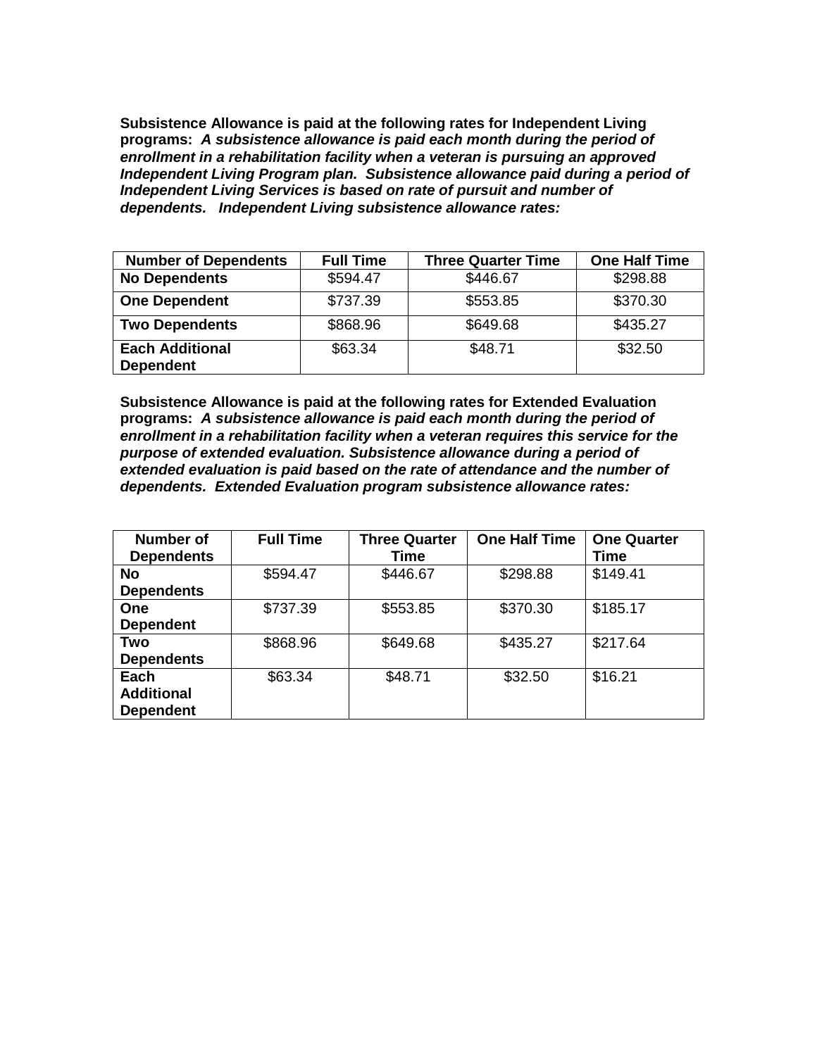**Subsistence Allowance is paid at the following rates for Independent Living programs:** ***A subsistence allowance is paid each month during the period of enrollment in a rehabilitation facility when a veteran is pursuing an approved Independent Living Program plan. Subsistence allowance paid during a period of Independent Living Services is based on rate of pursuit and number of dependents. Independent Living subsistence allowance rates:***

| Number of Dependents | Full Time | Three Quarter Time | One Half Time |
|---|---|---|---|
| **No Dependents** | $594.47 | $446.67 | $298.88 |
| **One Dependent** | $737.39 | $553.85 | $370.30 |
| **Two Dependents** | $868.96 | $649.68 | $435.27 |
| **Each Additional Dependent** | $63.34 | $48.71 | $32.50 |

**Subsistence Allowance is paid at the following rates for Extended Evaluation programs:** ***A subsistence allowance is paid each month during the period of enrollment in a rehabilitation facility when a veteran requires this service for the purpose of extended evaluation. Subsistence allowance during a period of extended evaluation is paid based on the rate of attendance and the number of dependents. Extended Evaluation program subsistence allowance rates:***

| Number of Dependents | Full Time | Three Quarter Time | One Half Time | One Quarter Time |
|---|---|---|---|---|
| **No Dependents** | $594.47 | $446.67 | $298.88 | $149.41 |
| **One Dependent** | $737.39 | $553.85 | $370.30 | $185.17 |
| **Two Dependents** | $868.96 | $649.68 | $435.27 | $217.64 |
| **Each Additional Dependent** | $63.34 | $48.71 | $32.50 | $16.21 |